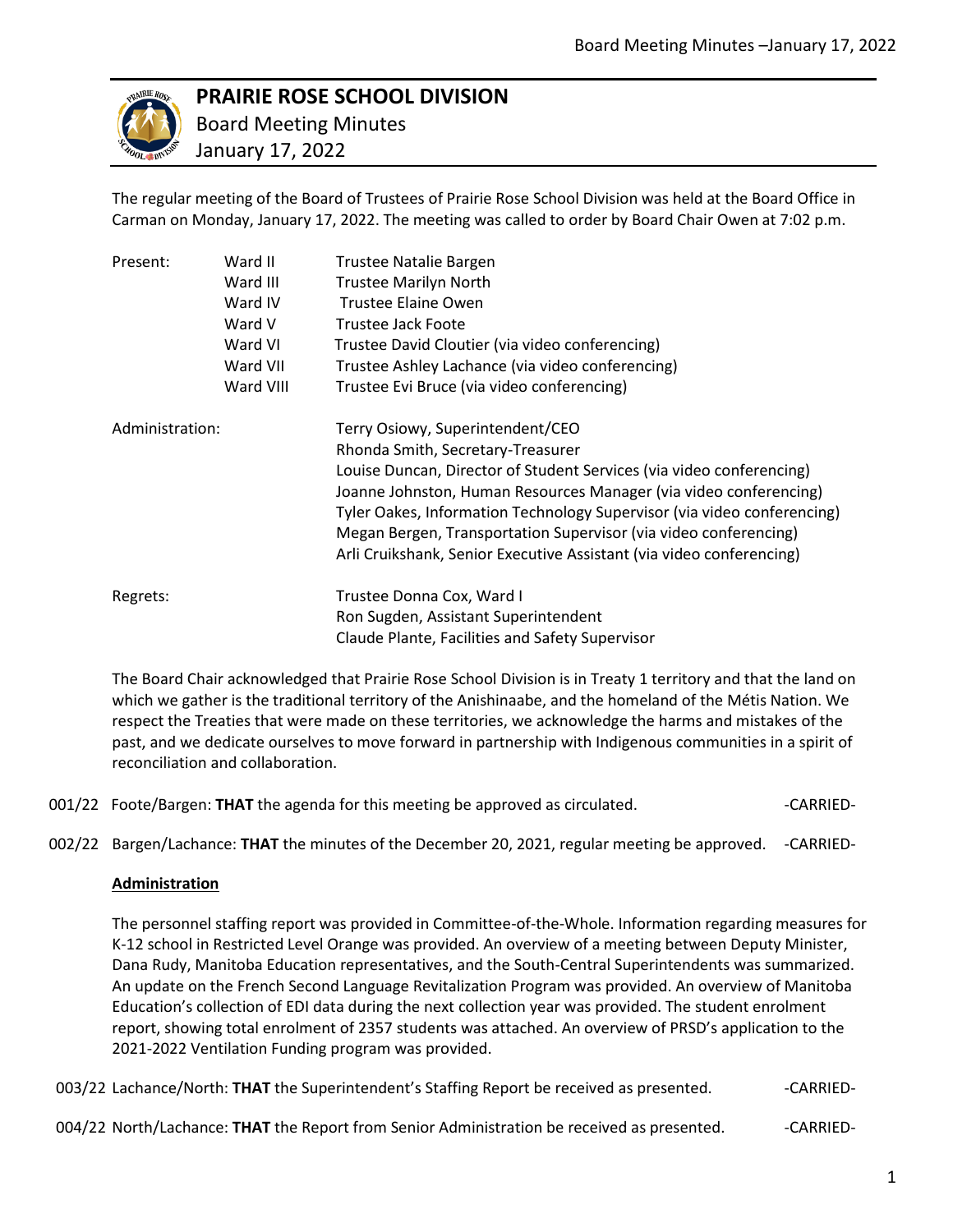# PRAIRIE ROSE SCHOOL DIVISION

Board Meeting Minutes
January 17, 2022

The regular meeting of the Board of Trustees of Prairie Rose School Division was held at the Board Office in Carman on Monday, January 17, 2022. The meeting was called to order by Board Chair Owen at 7:02 p.m.

| | | |
|---|---|---|
| Present: | Ward II | Trustee Natalie Bargen |
| | Ward III | Trustee Marilyn North |
| | Ward IV | Trustee Elaine Owen |
| | Ward V | Trustee Jack Foote |
| | Ward VI | Trustee David Cloutier (via video conferencing) |
| | Ward VII | Trustee Ashley Lachance (via video conferencing) |
| | Ward VIII | Trustee Evi Bruce (via video conferencing) |
| Administration: | | Terry Osiowy, Superintendent/CEO |
| | | Rhonda Smith, Secretary-Treasurer |
| | | Louise Duncan, Director of Student Services (via video conferencing) |
| | | Joanne Johnston, Human Resources Manager (via video conferencing) |
| | | Tyler Oakes, Information Technology Supervisor (via video conferencing) |
| | | Megan Bergen, Transportation Supervisor (via video conferencing) |
| | | Arli Cruikshank, Senior Executive Assistant (via video conferencing) |
| Regrets: | | Trustee Donna Cox, Ward I |
| | | Ron Sugden, Assistant Superintendent |
| | | Claude Plante, Facilities and Safety Supervisor |

The Board Chair acknowledged that Prairie Rose School Division is in Treaty 1 territory and that the land on which we gather is the traditional territory of the Anishinaabe, and the homeland of the Métis Nation. We respect the Treaties that were made on these territories, we acknowledge the harms and mistakes of the past, and we dedicate ourselves to move forward in partnership with Indigenous communities in a spirit of reconciliation and collaboration.

001/22 Foote/Bargen: **THAT** the agenda for this meeting be approved as circulated. -CARRIED-

002/22 Bargen/Lachance: **THAT** the minutes of the December 20, 2021, regular meeting be approved. -CARRIED-

**Administration**

The personnel staffing report was provided in Committee-of-the-Whole. Information regarding measures for K-12 school in Restricted Level Orange was provided. An overview of a meeting between Deputy Minister, Dana Rudy, Manitoba Education representatives, and the South-Central Superintendents was summarized. An update on the French Second Language Revitalization Program was provided. An overview of Manitoba Education's collection of EDI data during the next collection year was provided. The student enrolment report, showing total enrolment of 2357 students was attached. An overview of PRSD's application to the 2021-2022 Ventilation Funding program was provided.

003/22 Lachance/North: **THAT** the Superintendent's Staffing Report be received as presented. -CARRIED-

004/22 North/Lachance: **THAT** the Report from Senior Administration be received as presented. -CARRIED-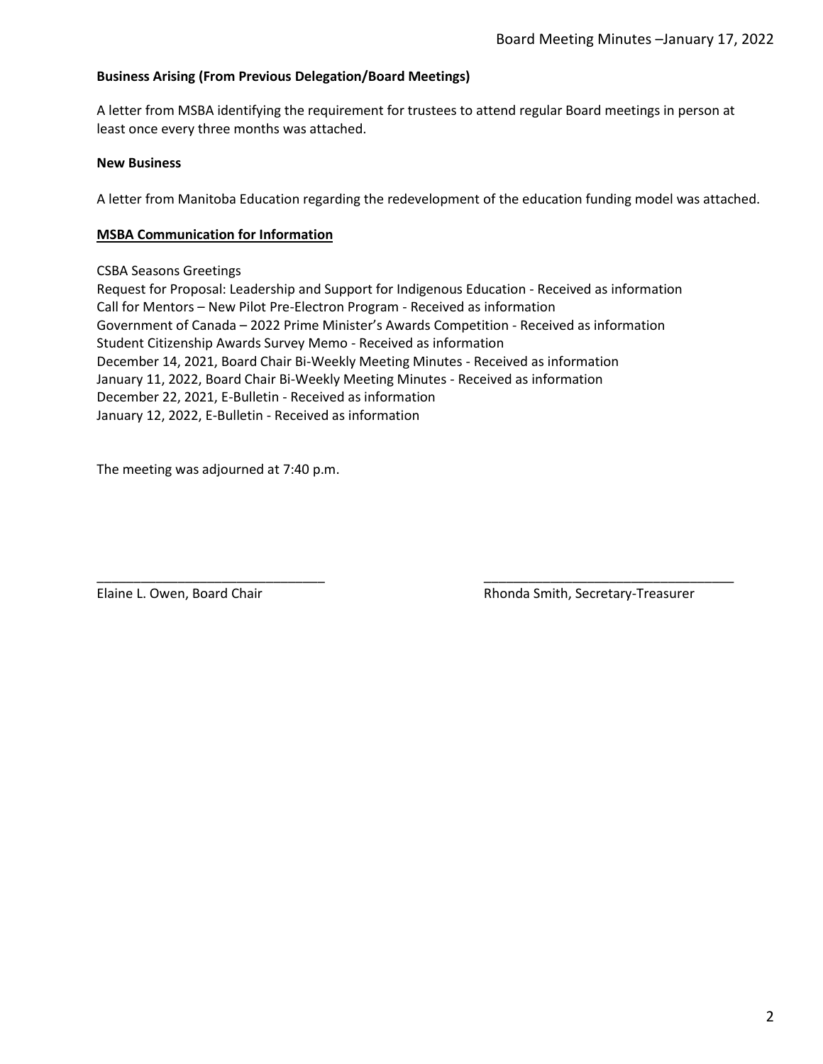**Business Arising (From Previous Delegation/Board Meetings)**

A letter from MSBA identifying the requirement for trustees to attend regular Board meetings in person at least once every three months was attached.

**New Business**

A letter from Manitoba Education regarding the redevelopment of the education funding model was attached.

**MSBA Communication for Information**

CSBA Seasons Greetings
Request for Proposal: Leadership and Support for Indigenous Education - Received as information
Call for Mentors – New Pilot Pre-Electron Program - Received as information
Government of Canada – 2022 Prime Minister's Awards Competition - Received as information
Student Citizenship Awards Survey Memo - Received as information
December 14, 2021, Board Chair Bi-Weekly Meeting Minutes - Received as information
January 11, 2022, Board Chair Bi-Weekly Meeting Minutes - Received as information
December 22, 2021, E-Bulletin - Received as information
January 12, 2022, E-Bulletin - Received as information

The meeting was adjourned at 7:40 p.m.

_______________________________
Elaine L. Owen, Board Chair

__________________________________
Rhonda Smith, Secretary-Treasurer